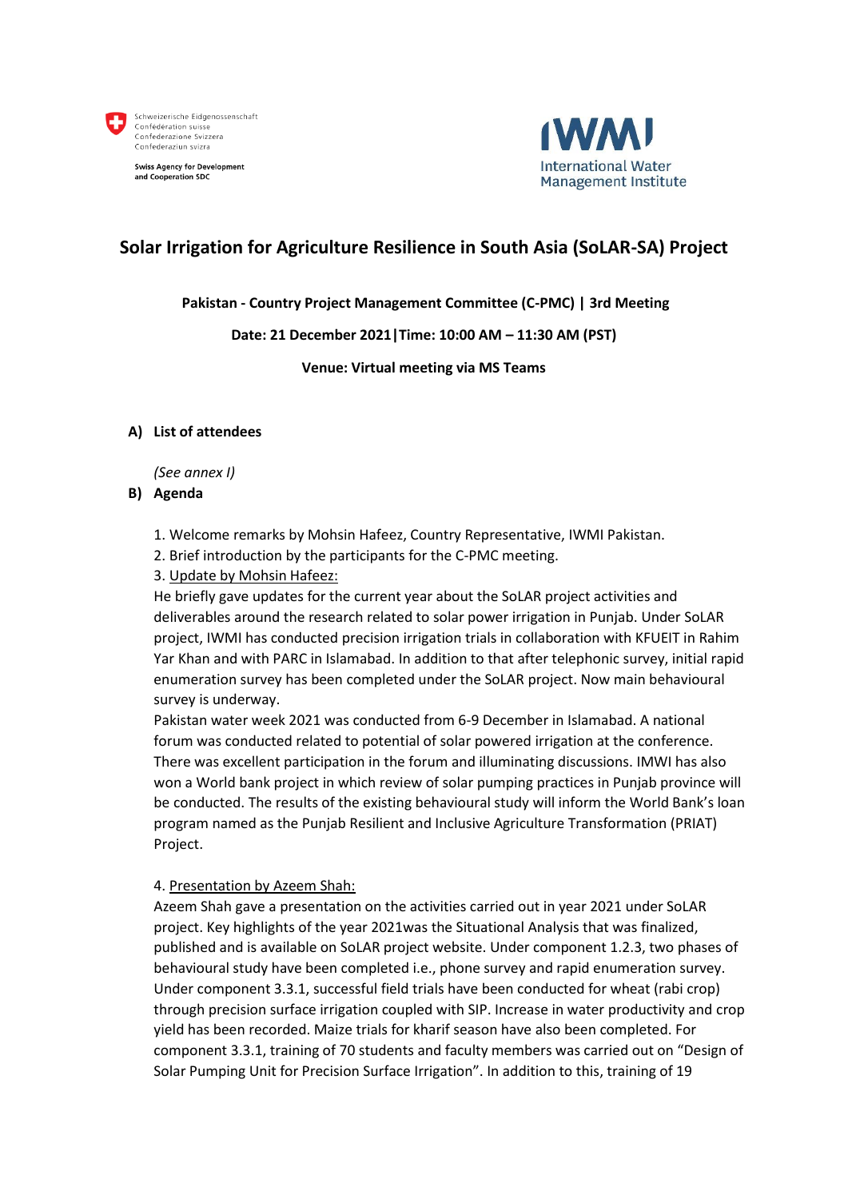Schweizerische Eidgenossenschaft
Confédération suisse
Confederazione Svizzera
Confederaziun svizra

Swiss Agency for Development and Cooperation SDC

IWMI
International Water Management Institute

# Solar Irrigation for Agriculture Resilience in South Asia (SoLAR-SA) Project

**Pakistan - Country Project Management Committee (C-PMC) | 3rd Meeting**

**Date: 21 December 2021|Time: 10:00 AM – 11:30 AM (PST)**

**Venue: Virtual meeting via MS Teams**

## A) List of attendees

*(See annex I)*

## B) Agenda

1. Welcome remarks by Mohsin Hafeez, Country Representative, IWMI Pakistan.
2. Brief introduction by the participants for the C-PMC meeting.
3. Update by Mohsin Hafeez:

He briefly gave updates for the current year about the SoLAR project activities and deliverables around the research related to solar power irrigation in Punjab. Under SoLAR project, IWMI has conducted precision irrigation trials in collaboration with KFUEIT in Rahim Yar Khan and with PARC in Islamabad. In addition to that after telephonic survey, initial rapid enumeration survey has been completed under the SoLAR project. Now main behavioural survey is underway.

Pakistan water week 2021 was conducted from 6-9 December in Islamabad. A national forum was conducted related to potential of solar powered irrigation at the conference. There was excellent participation in the forum and illuminating discussions. IMWI has also won a World bank project in which review of solar pumping practices in Punjab province will be conducted. The results of the existing behavioural study will inform the World Bank's loan program named as the Punjab Resilient and Inclusive Agriculture Transformation (PRIAT) Project.

4. Presentation by Azeem Shah:

Azeem Shah gave a presentation on the activities carried out in year 2021 under SoLAR project. Key highlights of the year 2021was the Situational Analysis that was finalized, published and is available on SoLAR project website. Under component 1.2.3, two phases of behavioural study have been completed i.e., phone survey and rapid enumeration survey. Under component 3.3.1, successful field trials have been conducted for wheat (rabi crop) through precision surface irrigation coupled with SIP. Increase in water productivity and crop yield has been recorded. Maize trials for kharif season have also been completed. For component 3.3.1, training of 70 students and faculty members was carried out on "Design of Solar Pumping Unit for Precision Surface Irrigation". In addition to this, training of 19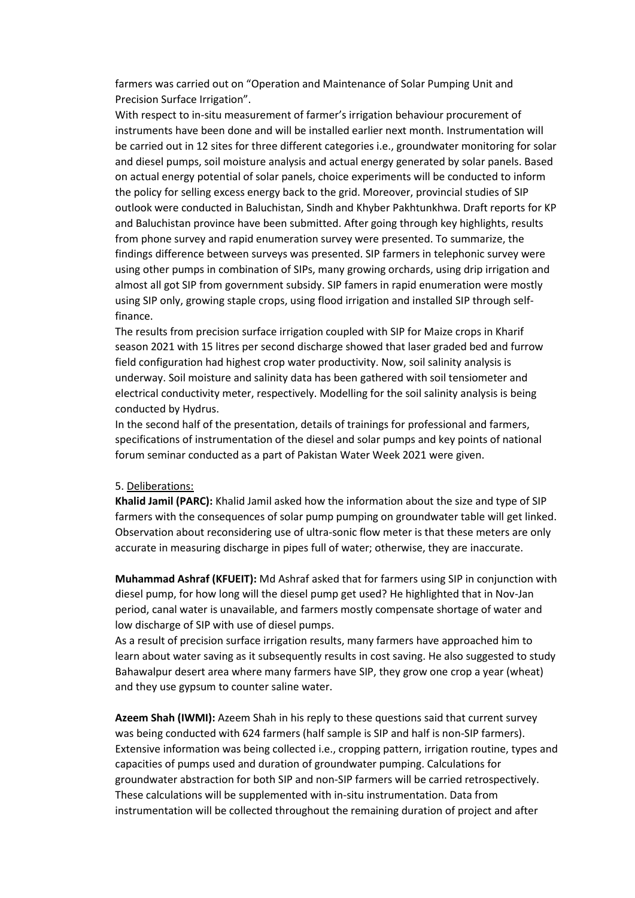farmers was carried out on "Operation and Maintenance of Solar Pumping Unit and Precision Surface Irrigation".

With respect to in-situ measurement of farmer's irrigation behaviour procurement of instruments have been done and will be installed earlier next month. Instrumentation will be carried out in 12 sites for three different categories i.e., groundwater monitoring for solar and diesel pumps, soil moisture analysis and actual energy generated by solar panels. Based on actual energy potential of solar panels, choice experiments will be conducted to inform the policy for selling excess energy back to the grid. Moreover, provincial studies of SIP outlook were conducted in Baluchistan, Sindh and Khyber Pakhtunkhwa. Draft reports for KP and Baluchistan province have been submitted. After going through key highlights, results from phone survey and rapid enumeration survey were presented. To summarize, the findings difference between surveys was presented. SIP farmers in telephonic survey were using other pumps in combination of SIPs, many growing orchards, using drip irrigation and almost all got SIP from government subsidy. SIP famers in rapid enumeration were mostly using SIP only, growing staple crops, using flood irrigation and installed SIP through self-finance.

The results from precision surface irrigation coupled with SIP for Maize crops in Kharif season 2021 with 15 litres per second discharge showed that laser graded bed and furrow field configuration had highest crop water productivity. Now, soil salinity analysis is underway. Soil moisture and salinity data has been gathered with soil tensiometer and electrical conductivity meter, respectively. Modelling for the soil salinity analysis is being conducted by Hydrus.

In the second half of the presentation, details of trainings for professional and farmers, specifications of instrumentation of the diesel and solar pumps and key points of national forum seminar conducted as a part of Pakistan Water Week 2021 were given.

5. Deliberations:

**Khalid Jamil (PARC):** Khalid Jamil asked how the information about the size and type of SIP farmers with the consequences of solar pump pumping on groundwater table will get linked. Observation about reconsidering use of ultra-sonic flow meter is that these meters are only accurate in measuring discharge in pipes full of water; otherwise, they are inaccurate.

**Muhammad Ashraf (KFUEIT):** Md Ashraf asked that for farmers using SIP in conjunction with diesel pump, for how long will the diesel pump get used? He highlighted that in Nov-Jan period, canal water is unavailable, and farmers mostly compensate shortage of water and low discharge of SIP with use of diesel pumps.

As a result of precision surface irrigation results, many farmers have approached him to learn about water saving as it subsequently results in cost saving. He also suggested to study Bahawalpur desert area where many farmers have SIP, they grow one crop a year (wheat) and they use gypsum to counter saline water.

**Azeem Shah (IWMI):** Azeem Shah in his reply to these questions said that current survey was being conducted with 624 farmers (half sample is SIP and half is non-SIP farmers). Extensive information was being collected i.e., cropping pattern, irrigation routine, types and capacities of pumps used and duration of groundwater pumping. Calculations for groundwater abstraction for both SIP and non-SIP farmers will be carried retrospectively. These calculations will be supplemented with in-situ instrumentation. Data from instrumentation will be collected throughout the remaining duration of project and after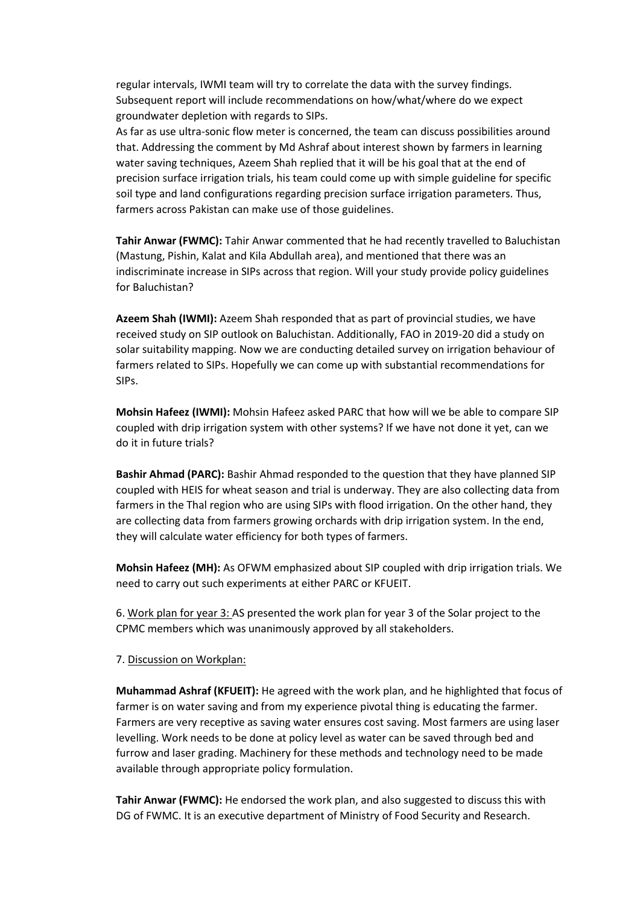regular intervals, IWMI team will try to correlate the data with the survey findings. Subsequent report will include recommendations on how/what/where do we expect groundwater depletion with regards to SIPs.
As far as use ultra-sonic flow meter is concerned, the team can discuss possibilities around that. Addressing the comment by Md Ashraf about interest shown by farmers in learning water saving techniques, Azeem Shah replied that it will be his goal that at the end of precision surface irrigation trials, his team could come up with simple guideline for specific soil type and land configurations regarding precision surface irrigation parameters. Thus, farmers across Pakistan can make use of those guidelines.

**Tahir Anwar (FWMC):** Tahir Anwar commented that he had recently travelled to Baluchistan (Mastung, Pishin, Kalat and Kila Abdullah area), and mentioned that there was an indiscriminate increase in SIPs across that region. Will your study provide policy guidelines for Baluchistan?

**Azeem Shah (IWMI):** Azeem Shah responded that as part of provincial studies, we have received study on SIP outlook on Baluchistan. Additionally, FAO in 2019-20 did a study on solar suitability mapping. Now we are conducting detailed survey on irrigation behaviour of farmers related to SIPs. Hopefully we can come up with substantial recommendations for SIPs.

**Mohsin Hafeez (IWMI):** Mohsin Hafeez asked PARC that how will we be able to compare SIP coupled with drip irrigation system with other systems? If we have not done it yet, can we do it in future trials?

**Bashir Ahmad (PARC):** Bashir Ahmad responded to the question that they have planned SIP coupled with HEIS for wheat season and trial is underway. They are also collecting data from farmers in the Thal region who are using SIPs with flood irrigation. On the other hand, they are collecting data from farmers growing orchards with drip irrigation system. In the end, they will calculate water efficiency for both types of farmers.

**Mohsin Hafeez (MH):** As OFWM emphasized about SIP coupled with drip irrigation trials. We need to carry out such experiments at either PARC or KFUEIT.

6. <u>Work plan for year 3:</u> AS presented the work plan for year 3 of the Solar project to the CPMC members which was unanimously approved by all stakeholders.

7. <u>Discussion on Workplan:</u>

**Muhammad Ashraf (KFUEIT):** He agreed with the work plan, and he highlighted that focus of farmer is on water saving and from my experience pivotal thing is educating the farmer. Farmers are very receptive as saving water ensures cost saving. Most farmers are using laser levelling. Work needs to be done at policy level as water can be saved through bed and furrow and laser grading. Machinery for these methods and technology need to be made available through appropriate policy formulation.

**Tahir Anwar (FWMC):** He endorsed the work plan, and also suggested to discuss this with DG of FWMC. It is an executive department of Ministry of Food Security and Research.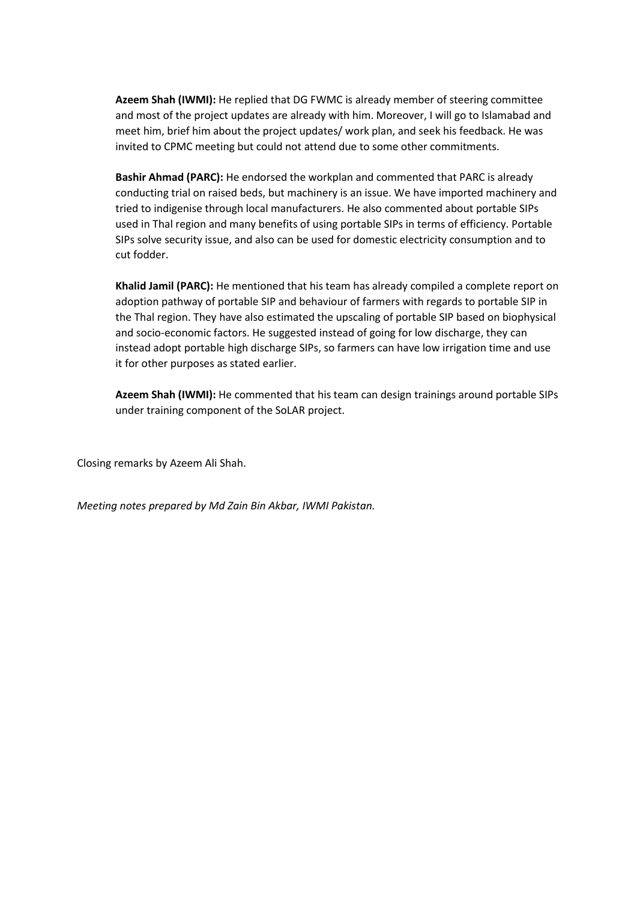**Azeem Shah (IWMI):** He replied that DG FWMC is already member of steering committee and most of the project updates are already with him. Moreover, I will go to Islamabad and meet him, brief him about the project updates/ work plan, and seek his feedback. He was invited to CPMC meeting but could not attend due to some other commitments.

**Bashir Ahmad (PARC):** He endorsed the workplan and commented that PARC is already conducting trial on raised beds, but machinery is an issue. We have imported machinery and tried to indigenise through local manufacturers. He also commented about portable SIPs used in Thal region and many benefits of using portable SIPs in terms of efficiency. Portable SIPs solve security issue, and also can be used for domestic electricity consumption and to cut fodder.

**Khalid Jamil (PARC):** He mentioned that his team has already compiled a complete report on adoption pathway of portable SIP and behaviour of farmers with regards to portable SIP in the Thal region. They have also estimated the upscaling of portable SIP based on biophysical and socio-economic factors. He suggested instead of going for low discharge, they can instead adopt portable high discharge SIPs, so farmers can have low irrigation time and use it for other purposes as stated earlier.

**Azeem Shah (IWMI):** He commented that his team can design trainings around portable SIPs under training component of the SoLAR project.

Closing remarks by Azeem Ali Shah.

*Meeting notes prepared by Md Zain Bin Akbar, IWMI Pakistan.*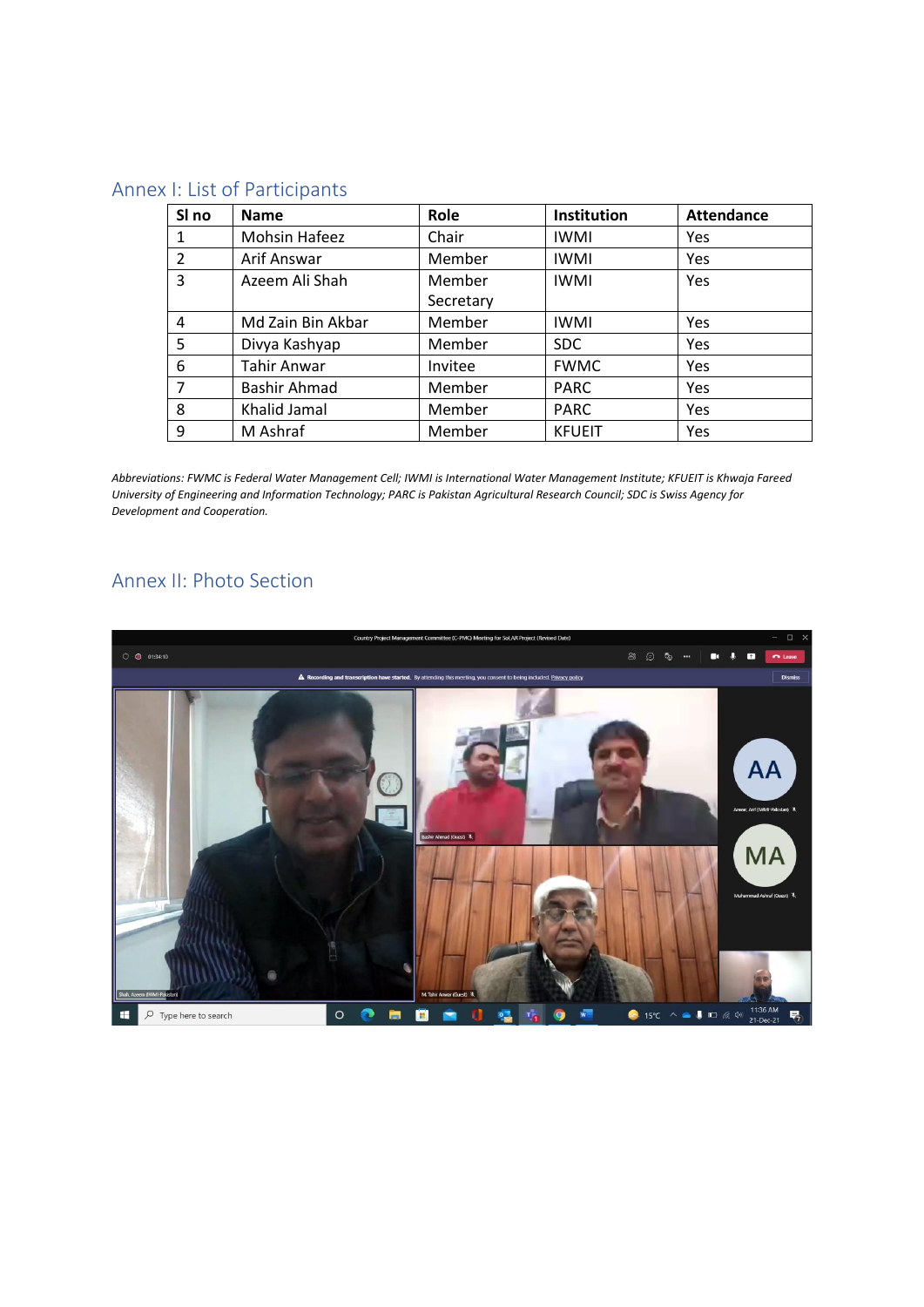## Annex I: List of Participants

| Sl no | Name | Role | Institution | Attendance |
|---|---|---|---|---|
| 1 | Mohsin Hafeez | Chair | IWMI | Yes |
| 2 | Arif Answar | Member | IWMI | Yes |
| 3 | Azeem Ali Shah | Member Secretary | IWMI | Yes |
| 4 | Md Zain Bin Akbar | Member | IWMI | Yes |
| 5 | Divya Kashyap | Member | SDC | Yes |
| 6 | Tahir Anwar | Invitee | FWMC | Yes |
| 7 | Bashir Ahmad | Member | PARC | Yes |
| 8 | Khalid Jamal | Member | PARC | Yes |
| 9 | M Ashraf | Member | KFUEIT | Yes |

*Abbreviations: FWMC is Federal Water Management Cell; IWMI is International Water Management Institute; KFUEIT is Khwaja Fareed University of Engineering and Information Technology; PARC is Pakistan Agricultural Research Council; SDC is Swiss Agency for Development and Cooperation.*

## Annex II: Photo Section